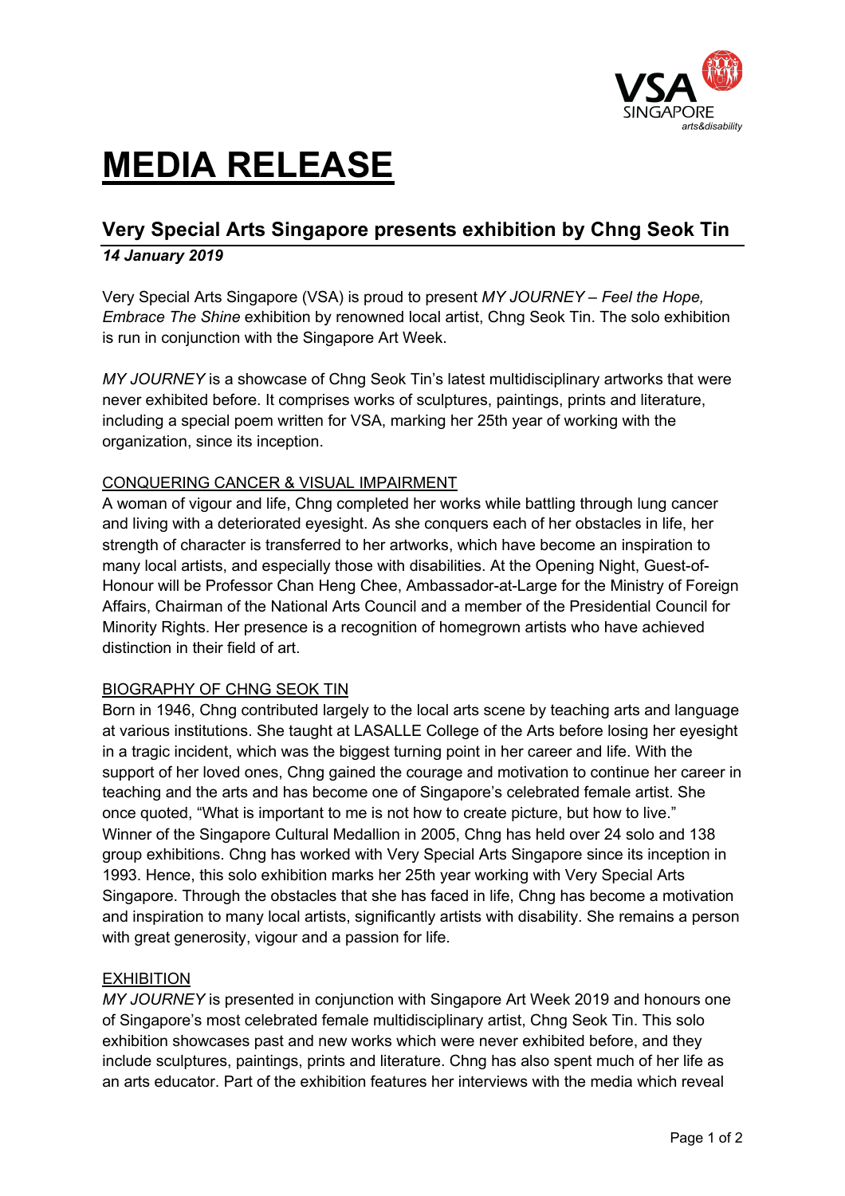# MEDIA RELEASE

## Very Special Arts Singapore presents exhibition by Chng Seok Tin

***14 January 2019***

Very Special Arts Singapore (VSA) is proud to present *MY JOURNEY – Feel the Hope, Embrace The Shine* exhibition by renowned local artist, Chng Seok Tin. The solo exhibition is run in conjunction with the Singapore Art Week.

*MY JOURNEY* is a showcase of Chng Seok Tin's latest multidisciplinary artworks that were never exhibited before. It comprises works of sculptures, paintings, prints and literature, including a special poem written for VSA, marking her 25th year of working with the organization, since its inception.

### CONQUERING CANCER & VISUAL IMPAIRMENT

A woman of vigour and life, Chng completed her works while battling through lung cancer and living with a deteriorated eyesight. As she conquers each of her obstacles in life, her strength of character is transferred to her artworks, which have become an inspiration to many local artists, and especially those with disabilities. At the Opening Night, Guest-of-Honour will be Professor Chan Heng Chee, Ambassador-at-Large for the Ministry of Foreign Affairs, Chairman of the National Arts Council and a member of the Presidential Council for Minority Rights. Her presence is a recognition of homegrown artists who have achieved distinction in their field of art.

### BIOGRAPHY OF CHNG SEOK TIN

Born in 1946, Chng contributed largely to the local arts scene by teaching arts and language at various institutions. She taught at LASALLE College of the Arts before losing her eyesight in a tragic incident, which was the biggest turning point in her career and life. With the support of her loved ones, Chng gained the courage and motivation to continue her career in teaching and the arts and has become one of Singapore's celebrated female artist. She once quoted, "What is important to me is not how to create picture, but how to live." Winner of the Singapore Cultural Medallion in 2005, Chng has held over 24 solo and 138 group exhibitions. Chng has worked with Very Special Arts Singapore since its inception in 1993. Hence, this solo exhibition marks her 25th year working with Very Special Arts Singapore. Through the obstacles that she has faced in life, Chng has become a motivation and inspiration to many local artists, significantly artists with disability. She remains a person with great generosity, vigour and a passion for life.

### EXHIBITION

*MY JOURNEY* is presented in conjunction with Singapore Art Week 2019 and honours one of Singapore's most celebrated female multidisciplinary artist, Chng Seok Tin. This solo exhibition showcases past and new works which were never exhibited before, and they include sculptures, paintings, prints and literature. Chng has also spent much of her life as an arts educator. Part of the exhibition features her interviews with the media which reveal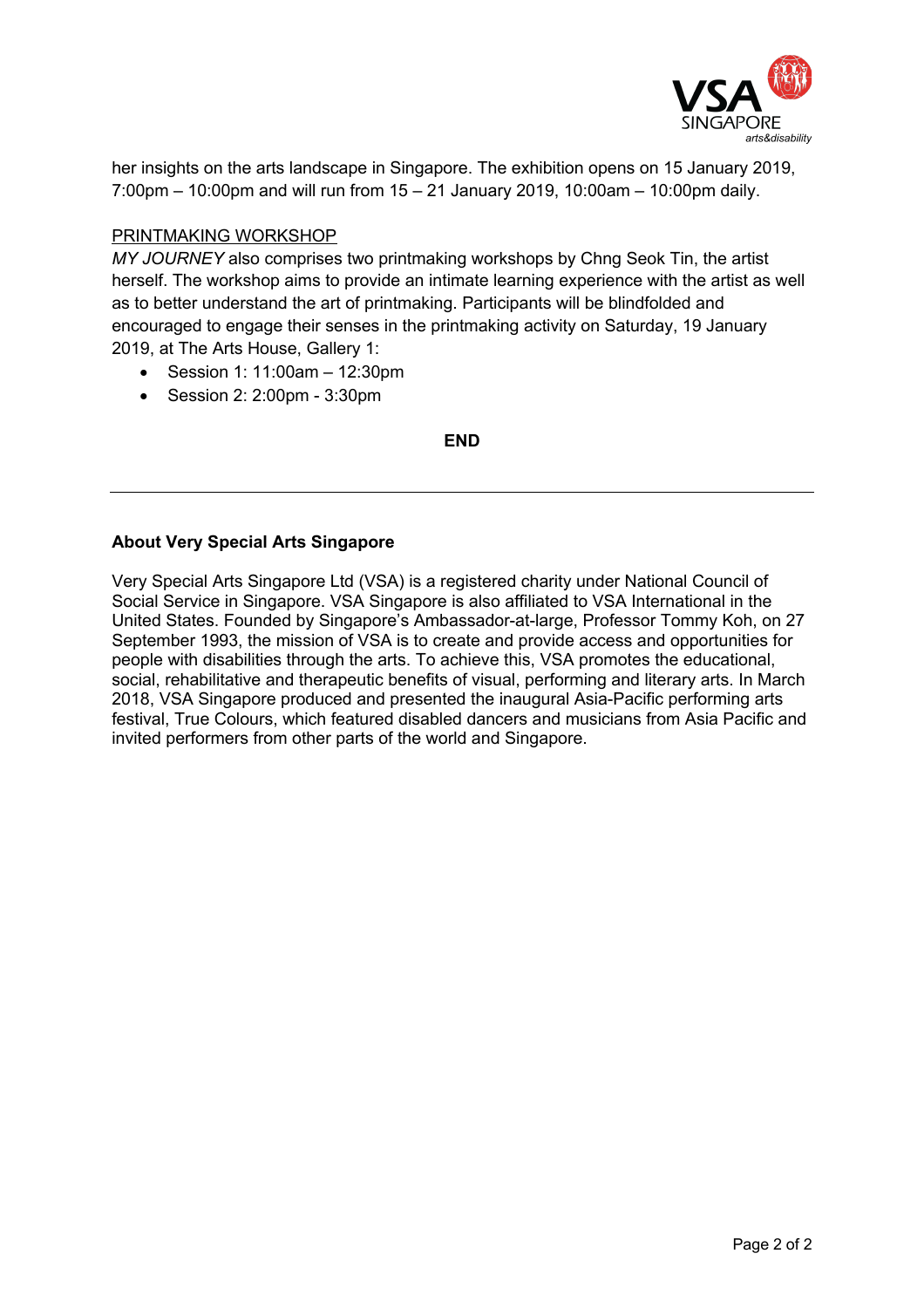her insights on the arts landscape in Singapore. The exhibition opens on 15 January 2019, 7:00pm – 10:00pm and will run from 15 – 21 January 2019, 10:00am – 10:00pm daily.

PRINTMAKING WORKSHOP

*MY JOURNEY* also comprises two printmaking workshops by Chng Seok Tin, the artist herself. The workshop aims to provide an intimate learning experience with the artist as well as to better understand the art of printmaking. Participants will be blindfolded and encouraged to engage their senses in the printmaking activity on Saturday, 19 January 2019, at The Arts House, Gallery 1:

- Session 1: 11:00am – 12:30pm
- Session 2: 2:00pm - 3:30pm

**END**

---

**About Very Special Arts Singapore**

Very Special Arts Singapore Ltd (VSA) is a registered charity under National Council of Social Service in Singapore. VSA Singapore is also affiliated to VSA International in the United States. Founded by Singapore's Ambassador-at-large, Professor Tommy Koh, on 27 September 1993, the mission of VSA is to create and provide access and opportunities for people with disabilities through the arts. To achieve this, VSA promotes the educational, social, rehabilitative and therapeutic benefits of visual, performing and literary arts. In March 2018, VSA Singapore produced and presented the inaugural Asia-Pacific performing arts festival, True Colours, which featured disabled dancers and musicians from Asia Pacific and invited performers from other parts of the world and Singapore.